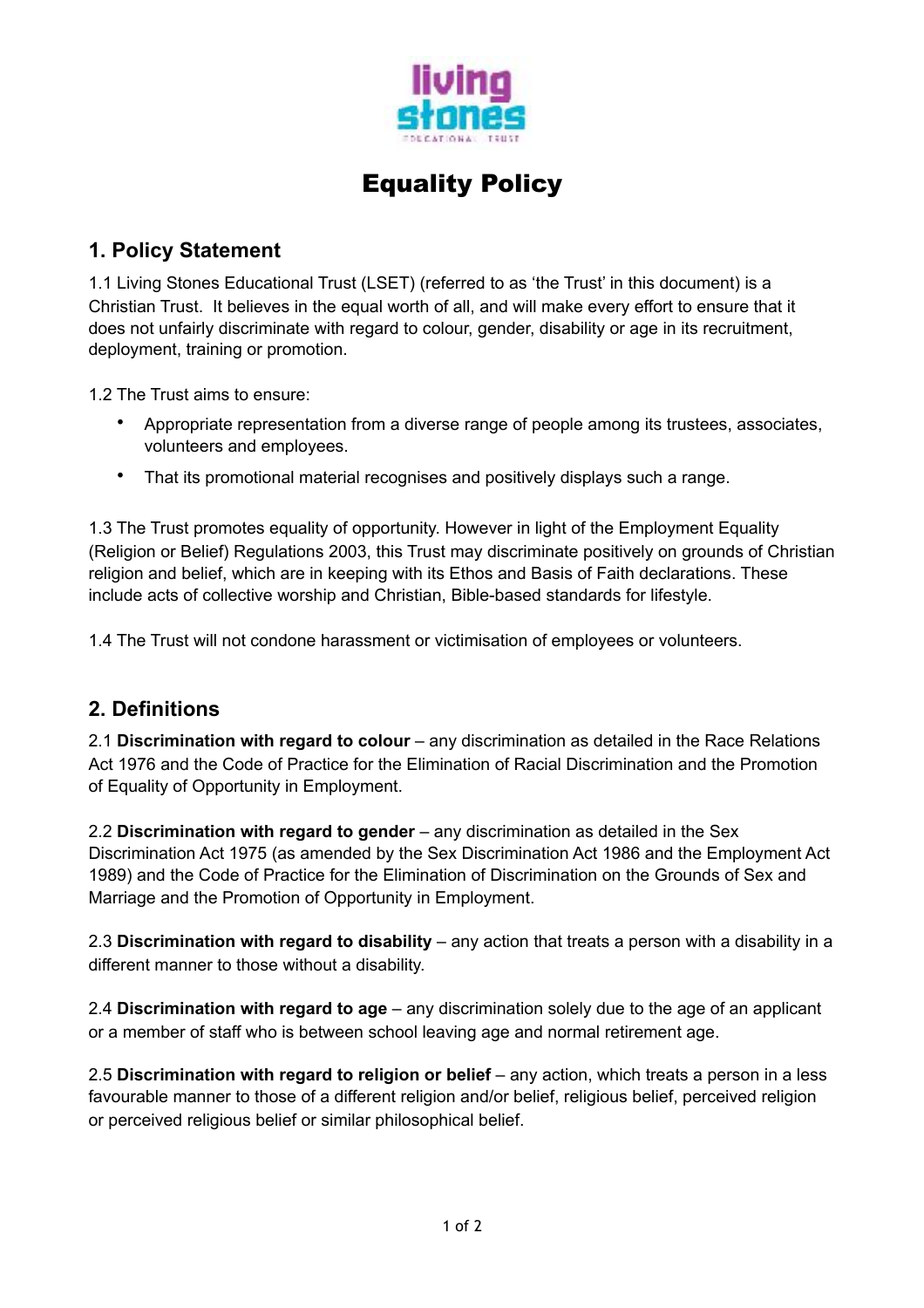# Equality Policy

## 1. Policy Statement

1.1 Living Stones Educational Trust (LSET) (referred to as 'the Trust' in this document) is a Christian Trust. It believes in the equal worth of all, and will make every effort to ensure that it does not unfairly discriminate with regard to colour, gender, disability or age in its recruitment, deployment, training or promotion.

1.2 The Trust aims to ensure:

- Appropriate representation from a diverse range of people among its trustees, associates, volunteers and employees.
- That its promotional material recognises and positively displays such a range.

1.3 The Trust promotes equality of opportunity. However in light of the Employment Equality (Religion or Belief) Regulations 2003, this Trust may discriminate positively on grounds of Christian religion and belief, which are in keeping with its Ethos and Basis of Faith declarations. These include acts of collective worship and Christian, Bible-based standards for lifestyle.

1.4 The Trust will not condone harassment or victimisation of employees or volunteers.

## 2. Definitions

2.1 **Discrimination with regard to colour** – any discrimination as detailed in the Race Relations Act 1976 and the Code of Practice for the Elimination of Racial Discrimination and the Promotion of Equality of Opportunity in Employment.

2.2 **Discrimination with regard to gender** – any discrimination as detailed in the Sex Discrimination Act 1975 (as amended by the Sex Discrimination Act 1986 and the Employment Act 1989) and the Code of Practice for the Elimination of Discrimination on the Grounds of Sex and Marriage and the Promotion of Opportunity in Employment.

2.3 **Discrimination with regard to disability** – any action that treats a person with a disability in a different manner to those without a disability.

2.4 **Discrimination with regard to age** – any discrimination solely due to the age of an applicant or a member of staff who is between school leaving age and normal retirement age.

2.5 **Discrimination with regard to religion or belief** – any action, which treats a person in a less favourable manner to those of a different religion and/or belief, religious belief, perceived religion or perceived religious belief or similar philosophical belief.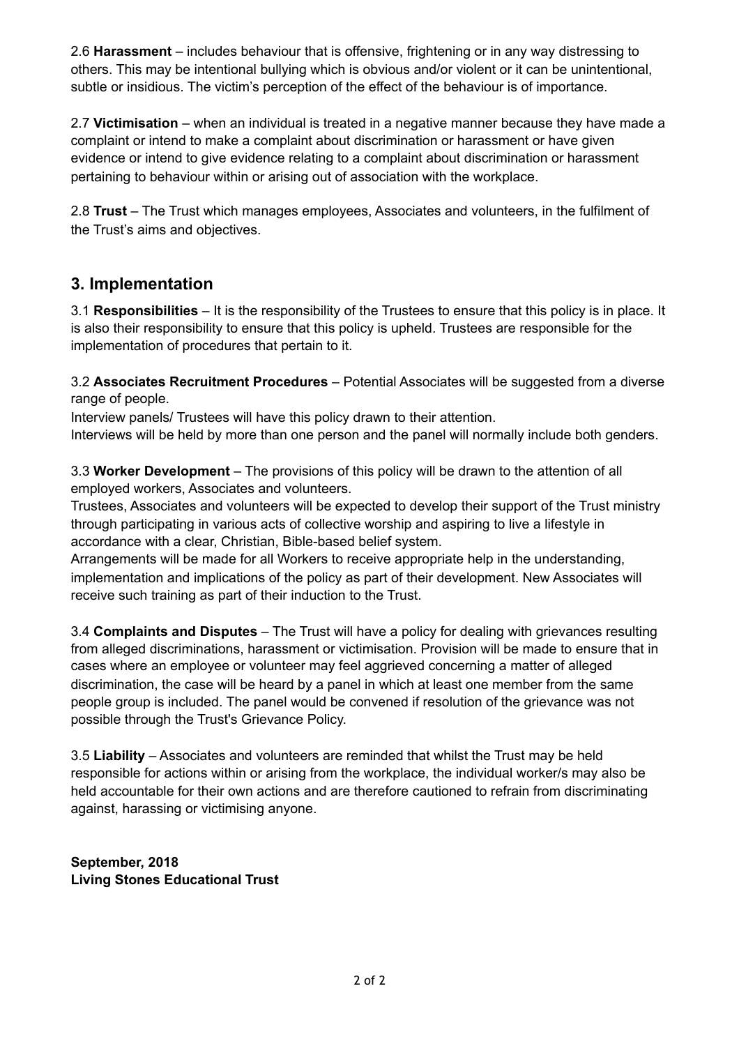2.6 **Harassment** – includes behaviour that is offensive, frightening or in any way distressing to others. This may be intentional bullying which is obvious and/or violent or it can be unintentional, subtle or insidious. The victim's perception of the effect of the behaviour is of importance.

2.7 **Victimisation** – when an individual is treated in a negative manner because they have made a complaint or intend to make a complaint about discrimination or harassment or have given evidence or intend to give evidence relating to a complaint about discrimination or harassment pertaining to behaviour within or arising out of association with the workplace.

2.8 **Trust** – The Trust which manages employees, Associates and volunteers, in the fulfilment of the Trust's aims and objectives.

## 3. Implementation

3.1 **Responsibilities** – It is the responsibility of the Trustees to ensure that this policy is in place. It is also their responsibility to ensure that this policy is upheld. Trustees are responsible for the implementation of procedures that pertain to it.

3.2 **Associates Recruitment Procedures** – Potential Associates will be suggested from a diverse range of people.
Interview panels/ Trustees will have this policy drawn to their attention.
Interviews will be held by more than one person and the panel will normally include both genders.

3.3 **Worker Development** – The provisions of this policy will be drawn to the attention of all employed workers, Associates and volunteers.
Trustees, Associates and volunteers will be expected to develop their support of the Trust ministry through participating in various acts of collective worship and aspiring to live a lifestyle in accordance with a clear, Christian, Bible-based belief system.
Arrangements will be made for all Workers to receive appropriate help in the understanding, implementation and implications of the policy as part of their development. New Associates will receive such training as part of their induction to the Trust.

3.4 **Complaints and Disputes** – The Trust will have a policy for dealing with grievances resulting from alleged discriminations, harassment or victimisation. Provision will be made to ensure that in cases where an employee or volunteer may feel aggrieved concerning a matter of alleged discrimination, the case will be heard by a panel in which at least one member from the same people group is included. The panel would be convened if resolution of the grievance was not possible through the Trust's Grievance Policy.

3.5 **Liability** – Associates and volunteers are reminded that whilst the Trust may be held responsible for actions within or arising from the workplace, the individual worker/s may also be held accountable for their own actions and are therefore cautioned to refrain from discriminating against, harassing or victimising anyone.

**September, 2018**
**Living Stones Educational Trust**